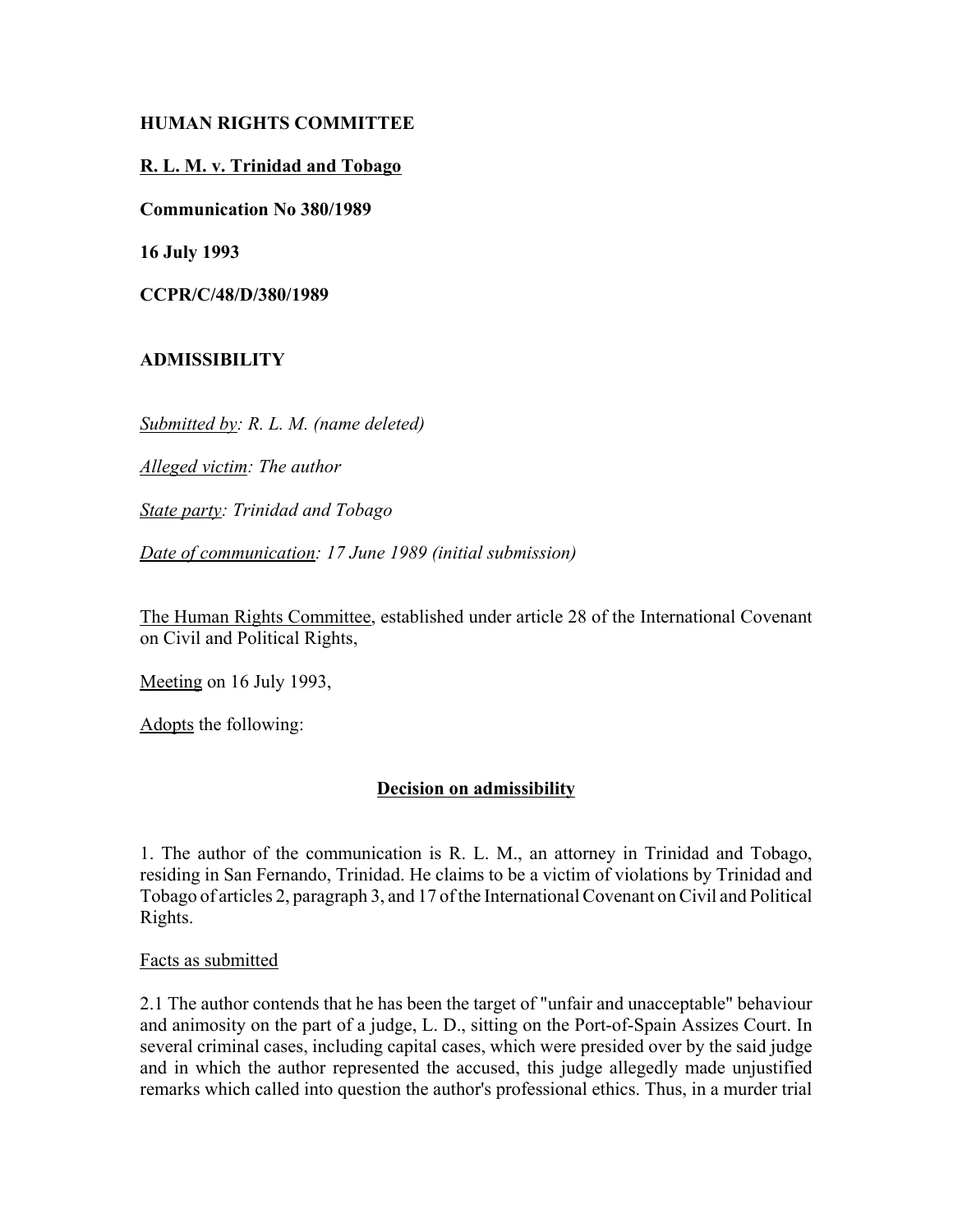**HUMAN RIGHTS COMMITTEE**

**R. L. M. v. Trinidad and Tobago**

**Communication No 380/1989**

**16 July 1993**

**CCPR/C/48/D/380/1989**

**ADMISSIBILITY**

*Submitted by: R. L. M. (name deleted)*

*Alleged victim: The author*

*State party: Trinidad and Tobago*

*Date of communication: 17 June 1989 (initial submission)*

The Human Rights Committee, established under article 28 of the International Covenant on Civil and Political Rights,

Meeting on 16 July 1993,

Adopts the following:

**Decision on admissibility**

1. The author of the communication is R. L. M., an attorney in Trinidad and Tobago, residing in San Fernando, Trinidad. He claims to be a victim of violations by Trinidad and Tobago of articles 2, paragraph 3, and 17 of the International Covenant on Civil and Political Rights.

Facts as submitted

2.1 The author contends that he has been the target of "unfair and unacceptable" behaviour and animosity on the part of a judge, L. D., sitting on the Port-of-Spain Assizes Court. In several criminal cases, including capital cases, which were presided over by the said judge and in which the author represented the accused, this judge allegedly made unjustified remarks which called into question the author's professional ethics. Thus, in a murder trial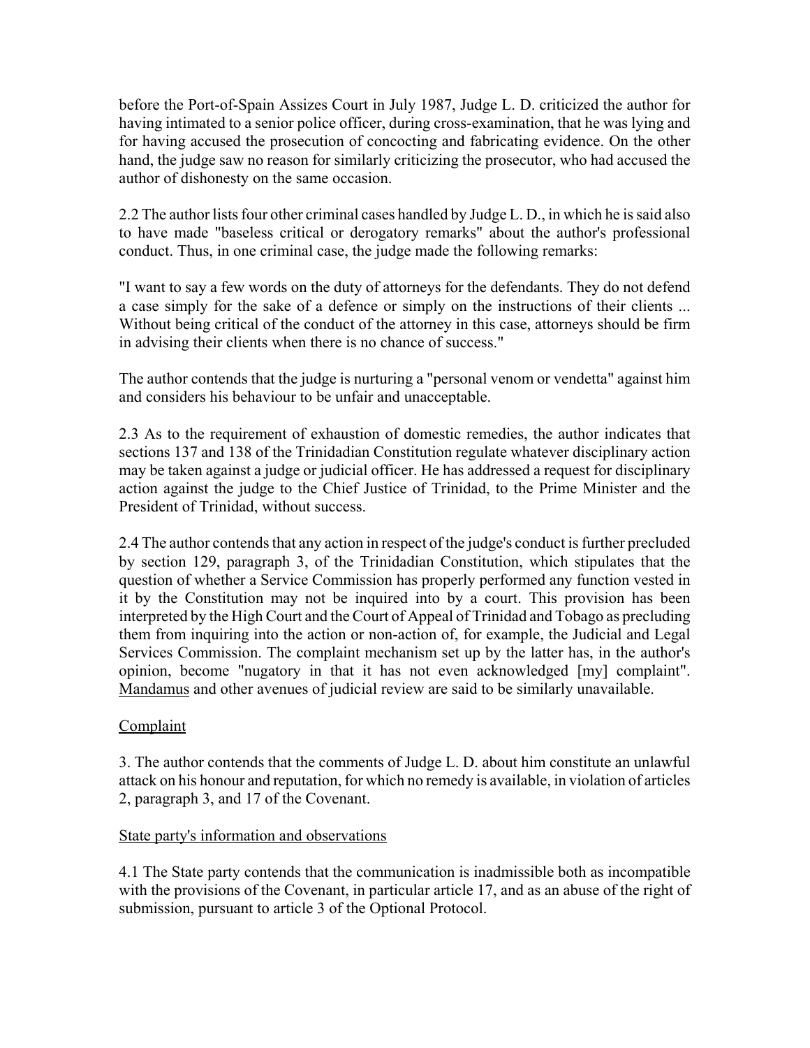before the Port-of-Spain Assizes Court in July 1987, Judge L. D. criticized the author for having intimated to a senior police officer, during cross-examination, that he was lying and for having accused the prosecution of concocting and fabricating evidence. On the other hand, the judge saw no reason for similarly criticizing the prosecutor, who had accused the author of dishonesty on the same occasion.

2.2 The author lists four other criminal cases handled by Judge L. D., in which he is said also to have made "baseless critical or derogatory remarks" about the author's professional conduct. Thus, in one criminal case, the judge made the following remarks:

"I want to say a few words on the duty of attorneys for the defendants. They do not defend a case simply for the sake of a defence or simply on the instructions of their clients ... Without being critical of the conduct of the attorney in this case, attorneys should be firm in advising their clients when there is no chance of success."

The author contends that the judge is nurturing a "personal venom or vendetta" against him and considers his behaviour to be unfair and unacceptable.

2.3 As to the requirement of exhaustion of domestic remedies, the author indicates that sections 137 and 138 of the Trinidadian Constitution regulate whatever disciplinary action may be taken against a judge or judicial officer. He has addressed a request for disciplinary action against the judge to the Chief Justice of Trinidad, to the Prime Minister and the President of Trinidad, without success.

2.4 The author contends that any action in respect of the judge's conduct is further precluded by section 129, paragraph 3, of the Trinidadian Constitution, which stipulates that the question of whether a Service Commission has properly performed any function vested in it by the Constitution may not be inquired into by a court. This provision has been interpreted by the High Court and the Court of Appeal of Trinidad and Tobago as precluding them from inquiring into the action or non-action of, for example, the Judicial and Legal Services Commission. The complaint mechanism set up by the latter has, in the author's opinion, become "nugatory in that it has not even acknowledged [my] complaint". Mandamus and other avenues of judicial review are said to be similarly unavailable.

Complaint

3. The author contends that the comments of Judge L. D. about him constitute an unlawful attack on his honour and reputation, for which no remedy is available, in violation of articles 2, paragraph 3, and 17 of the Covenant.

State party's information and observations

4.1 The State party contends that the communication is inadmissible both as incompatible with the provisions of the Covenant, in particular article 17, and as an abuse of the right of submission, pursuant to article 3 of the Optional Protocol.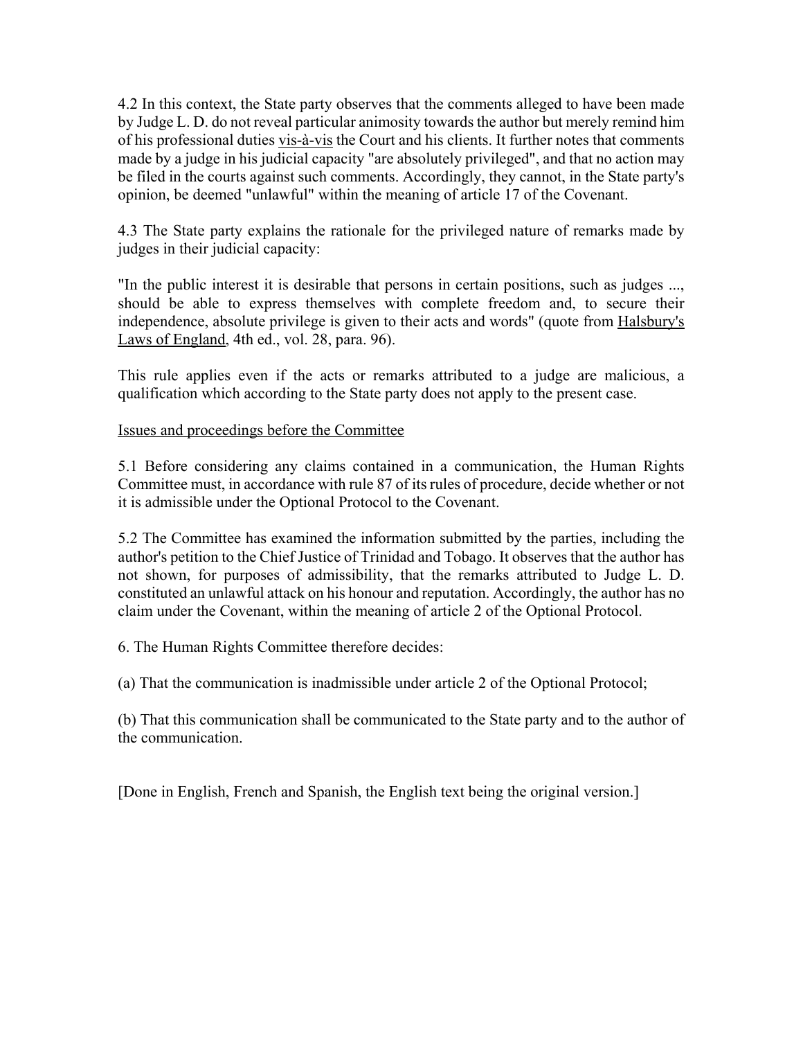4.2 In this context, the State party observes that the comments alleged to have been made by Judge L. D. do not reveal particular animosity towards the author but merely remind him of his professional duties vis-à-vis the Court and his clients. It further notes that comments made by a judge in his judicial capacity "are absolutely privileged", and that no action may be filed in the courts against such comments. Accordingly, they cannot, in the State party's opinion, be deemed "unlawful" within the meaning of article 17 of the Covenant.

4.3 The State party explains the rationale for the privileged nature of remarks made by judges in their judicial capacity:

"In the public interest it is desirable that persons in certain positions, such as judges ..., should be able to express themselves with complete freedom and, to secure their independence, absolute privilege is given to their acts and words" (quote from Halsbury's Laws of England, 4th ed., vol. 28, para. 96).

This rule applies even if the acts or remarks attributed to a judge are malicious, a qualification which according to the State party does not apply to the present case.

## Issues and proceedings before the Committee

5.1 Before considering any claims contained in a communication, the Human Rights Committee must, in accordance with rule 87 of its rules of procedure, decide whether or not it is admissible under the Optional Protocol to the Covenant.

5.2 The Committee has examined the information submitted by the parties, including the author's petition to the Chief Justice of Trinidad and Tobago. It observes that the author has not shown, for purposes of admissibility, that the remarks attributed to Judge L. D. constituted an unlawful attack on his honour and reputation. Accordingly, the author has no claim under the Covenant, within the meaning of article 2 of the Optional Protocol.

6. The Human Rights Committee therefore decides:

(a) That the communication is inadmissible under article 2 of the Optional Protocol;

(b) That this communication shall be communicated to the State party and to the author of the communication.

[Done in English, French and Spanish, the English text being the original version.]